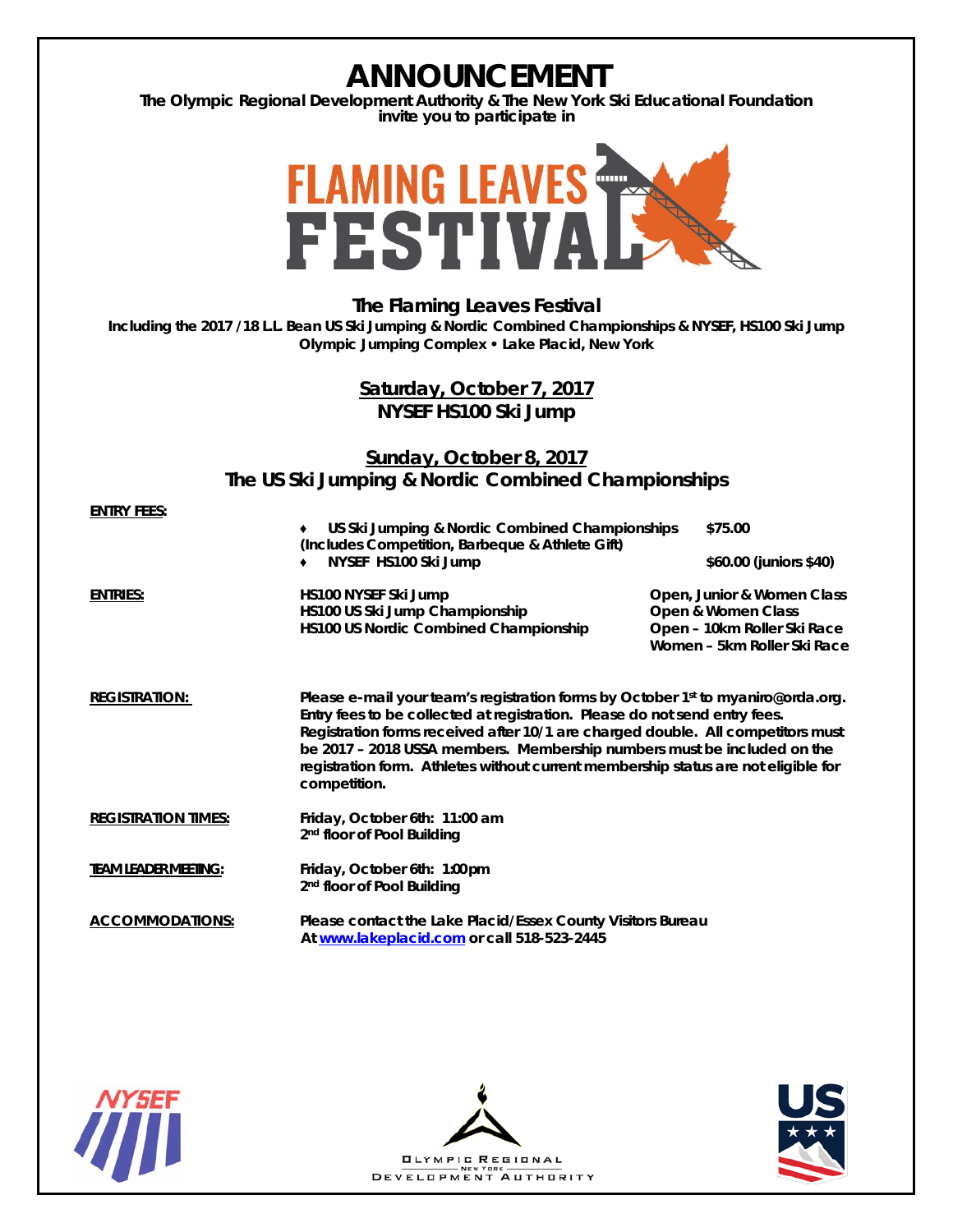# ANNOUNCEMENT

**The Olympic Regional Development Authority & The New York Ski Educational Foundation invite you to participate in**

**FLAMING LEAVES FESTIVAL**

## The Flaming Leaves Festival

**Including the 2017 /18 L.L. Bean US Ski Jumping & Nordic Combined Championships & NYSEF, HS100 Ski Jump**
**Olympic Jumping Complex • Lake Placid, New York**

### Saturday, October 7, 2017
### NYSEF HS100 Ski Jump

### Sunday, October 8, 2017
### The US Ski Jumping & Nordic Combined Championships

**ENTRY FEES:**

- **US Ski Jumping & Nordic Combined Championships** — **$75.00**
  **(Includes Competition, Barbeque & Athlete Gift)**
- **NYSEF HS100 Ski Jump** — **$60.00 (juniors $40)**

**ENTRIES:**

| | |
|---|---|
| HS100 NYSEF Ski Jump | Open, Junior & Women Class |
| HS100 US Ski Jump Championship | Open & Women Class |
| HS100 US Nordic Combined Championship | Open – 10km Roller Ski Race<br>Women – 5km Roller Ski Race |

**REGISTRATION:** Please e-mail your team's registration forms by October 1st to myaniro@orda.org. Entry fees to be collected at registration. Please do not send entry fees. Registration forms received after 10/1 are charged double. All competitors must be 2017 – 2018 USSA members. Membership numbers must be included on the registration form. Athletes without current membership status are not eligible for competition.

**REGISTRATION TIMES:** Friday, October 6th: 11:00 am
2nd floor of Pool Building

**TEAM LEADER MEETING:** Friday, October 6th: 1:00pm
2nd floor of Pool Building

**ACCOMMODATIONS:** Please contact the Lake Placid/Essex County Visitors Bureau At www.lakeplacid.com or call 518-523-2445

NYSEF

OLYMPIC REGIONAL NEW YORK DEVELOPMENT AUTHORITY

US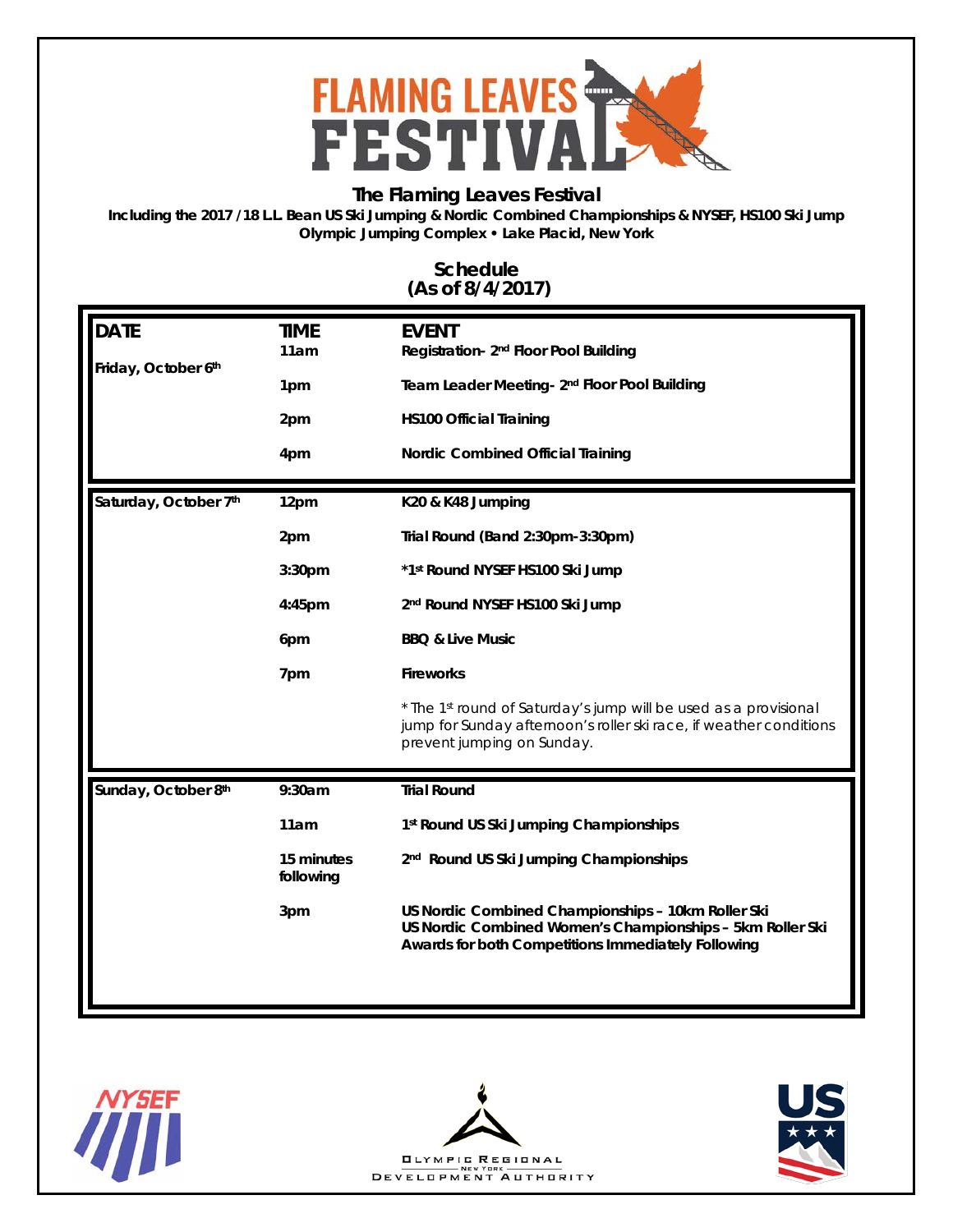# FLAMING LEAVES FESTIVAL

## The Flaming Leaves Festival

**Including the 2017 /18 L.L. Bean US Ski Jumping & Nordic Combined Championships & NYSEF, HS100 Ski Jump**
**Olympic Jumping Complex • Lake Placid, New York**

### Schedule
### (As of 8/4/2017)

| DATE | TIME | EVENT |
|---|---|---|
| Friday, October 6th | 11am | Registration- 2nd Floor Pool Building |
| | 1pm | Team Leader Meeting- 2nd Floor Pool Building |
| | 2pm | HS100 Official Training |
| | 4pm | Nordic Combined Official Training |
| Saturday, October 7th | 12pm | K20 & K48 Jumping |
| | 2pm | Trial Round (Band 2:30pm-3:30pm) |
| | 3:30pm | *1st Round NYSEF HS100 Ski Jump |
| | 4:45pm | 2nd Round NYSEF HS100 Ski Jump |
| | 6pm | BBQ & Live Music |
| | 7pm | Fireworks |
| | | *The 1st round of Saturday's jump will be used as a provisional jump for Sunday afternoon's roller ski race, if weather conditions prevent jumping on Sunday. |
| Sunday, October 8th | 9:30am | Trial Round |
| | 11am | 1st Round US Ski Jumping Championships |
| | 15 minutes following | 2nd Round US Ski Jumping Championships |
| | 3pm | US Nordic Combined Championships – 10km Roller Ski<br>US Nordic Combined Women's Championships – 5km Roller Ski<br>Awards for both Competitions Immediately Following |

NYSEF

Olympic Regional Development Authority – New York

US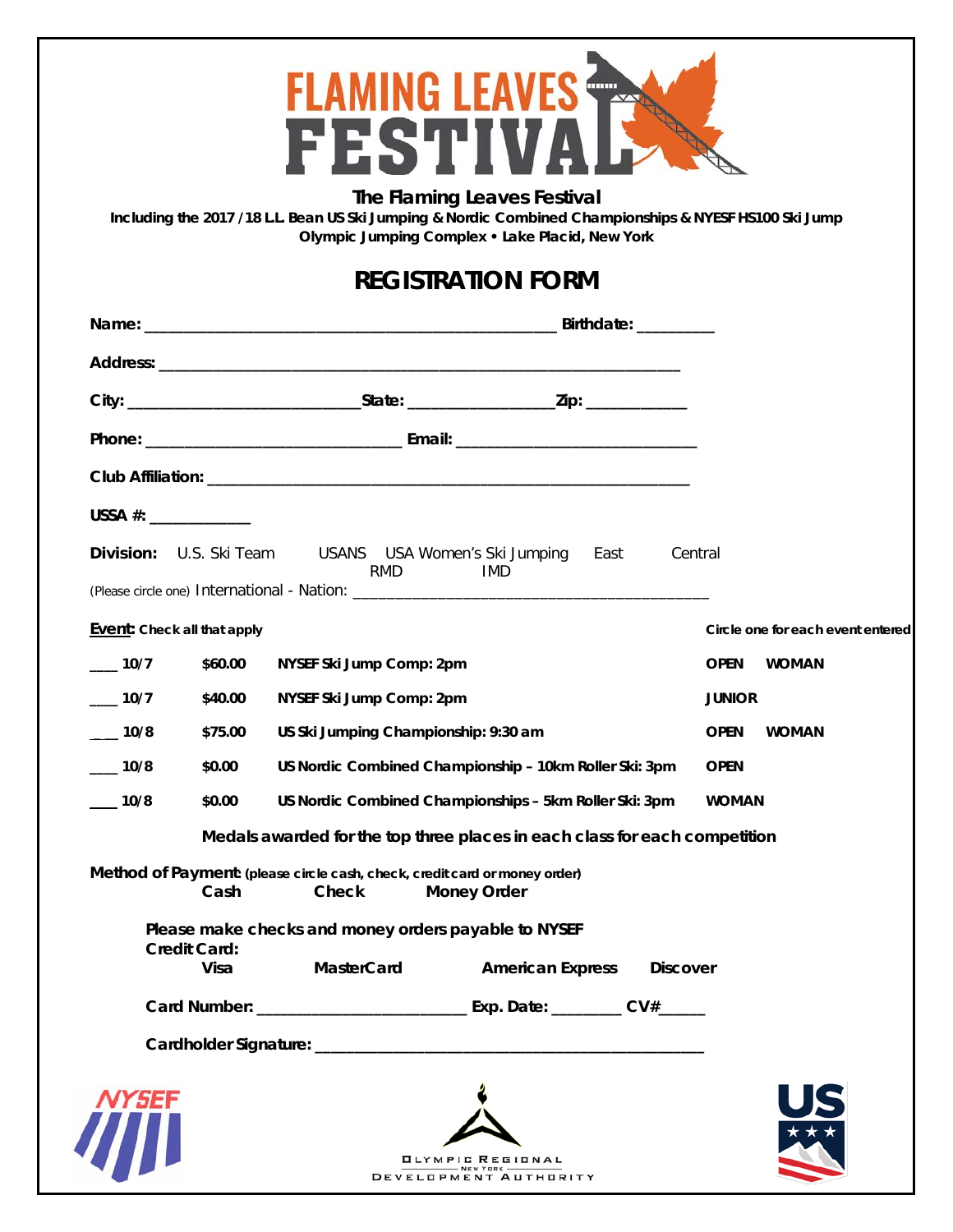# FLAMING LEAVES FESTIVAL

**The Flaming Leaves Festival**

**Including the 2017 /18 L.L. Bean US Ski Jumping & Nordic Combined Championships & NYESF HS100 Ski Jump**

**Olympic Jumping Complex • Lake Placid, New York**

## REGISTRATION FORM

**Name:** _______________________________________________ **Birthdate:** _________

**Address:** _____________________________________________________________

**City:** ___________________________ **State:** _________________ **Zip:** ____________

**Phone:** ______________________________ **Email:** ____________________________

**Club Affiliation:** ________________________________________________________

**USSA #:** ____________

**Division:** U.S. Ski Team USANS USA Women's Ski Jumping East Central RMD IMD

(Please circle one) International - Nation: ________________________________________

| **Event: Check all that apply** | | | **Circle one for each event entered** |
|---|---|---|---|
| ___ **10/7** | **$60.00** | **NYSEF Ski Jump Comp: 2pm** | **OPEN WOMAN** |
| ___ **10/7** | **$40.00** | **NYSEF Ski Jump Comp: 2pm** | **JUNIOR** |
| ___ **10/8** | **$75.00** | **US Ski Jumping Championship: 9:30 am** | **OPEN WOMAN** |
| ___ **10/8** | **$0.00** | **US Nordic Combined Championship – 10km Roller Ski: 3pm** | **OPEN** |
| ___ **10/8** | **$0.00** | **US Nordic Combined Championships – 5km Roller Ski: 3pm** | **WOMAN** |

**Medals awarded for the top three places in each class for each competition**

**Method of Payment:** (please circle cash, check, credit card or money order)

**Cash** **Check** **Money Order**

**Please make checks and money orders payable to NYSEF**

**Credit Card:**

**Visa** **MasterCard** **American Express** **Discover**

**Card Number:** ________________________ **Exp. Date:** ________ **CV#**_____

**Cardholder Signature:** ____________________________________________

NYSEF

OLYMPIC REGIONAL NEW YORK DEVELOPMENT AUTHORITY

US